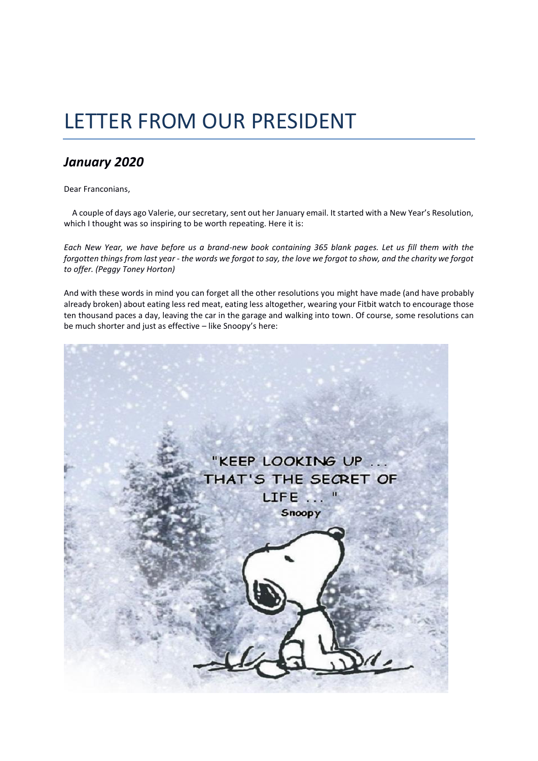# LETTER FROM OUR PRESIDENT

## *January 2020*

Dear Franconians,

A couple of days ago Valerie, our secretary, sent out her January email. It started with a New Year's Resolution, which I thought was so inspiring to be worth repeating. Here it is:

*Each New Year, we have before us a brand-new book containing 365 blank pages. Let us fill them with the forgotten things from last year - the words we forgot to say, the love we forgot to show, and the charity we forgot to offer. (Peggy Toney Horton)*

And with these words in mind you can forget all the other resolutions you might have made (and have probably already broken) about eating less red meat, eating less altogether, wearing your Fitbit watch to encourage those ten thousand paces a day, leaving the car in the garage and walking into town. Of course, some resolutions can be much shorter and just as effective – like Snoopy's here: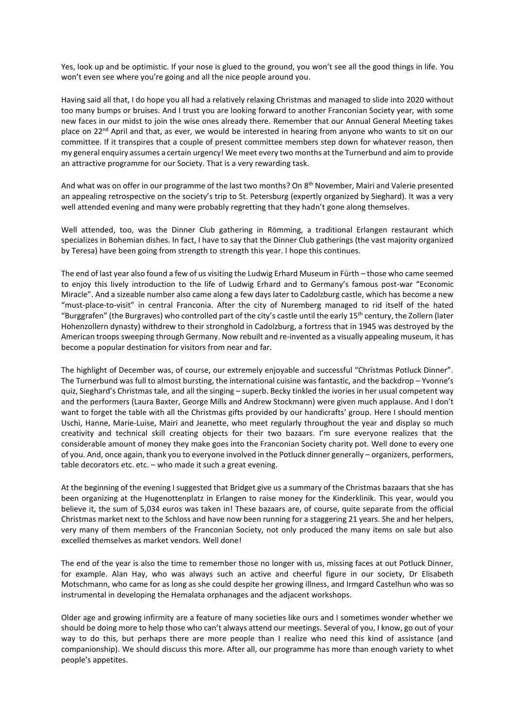Yes, look up and be optimistic. If your nose is glued to the ground, you won't see all the good things in life. You won't even see where you're going and all the nice people around you.

Having said all that, I do hope you all had a relatively relaxing Christmas and managed to slide into 2020 without too many bumps or bruises. And I trust you are looking forward to another Franconian Society year, with some new faces in our midst to join the wise ones already there. Remember that our Annual General Meeting takes place on 22nd April and that, as ever, we would be interested in hearing from anyone who wants to sit on our committee. If it transpires that a couple of present committee members step down for whatever reason, then my general enquiry assumes a certain urgency! We meet every two months at the Turnerbund and aim to provide an attractive programme for our Society. That is a very rewarding task.

And what was on offer in our programme of the last two months? On 8th November, Mairi and Valerie presented an appealing retrospective on the society's trip to St. Petersburg (expertly organized by Sieghard). It was a very well attended evening and many were probably regretting that they hadn't gone along themselves.

Well attended, too, was the Dinner Club gathering in Römming, a traditional Erlangen restaurant which specializes in Bohemian dishes. In fact, I have to say that the Dinner Club gatherings (the vast majority organized by Teresa) have been going from strength to strength this year. I hope this continues.

The end of last year also found a few of us visiting the Ludwig Erhard Museum in Fürth – those who came seemed to enjoy this lively introduction to the life of Ludwig Erhard and to Germany's famous post-war "Economic Miracle". And a sizeable number also came along a few days later to Cadolzburg castle, which has become a new "must-place-to-visit" in central Franconia. After the city of Nuremberg managed to rid itself of the hated "Burggrafen" (the Burgraves) who controlled part of the city's castle until the early 15th century, the Zollern (later Hohenzollern dynasty) withdrew to their stronghold in Cadolzburg, a fortress that in 1945 was destroyed by the American troops sweeping through Germany. Now rebuilt and re-invented as a visually appealing museum, it has become a popular destination for visitors from near and far.

The highlight of December was, of course, our extremely enjoyable and successful "Christmas Potluck Dinner". The Turnerbund was full to almost bursting, the international cuisine was fantastic, and the backdrop – Yvonne's quiz, Sieghard's Christmas tale, and all the singing – superb. Becky tinkled the ivories in her usual competent way and the performers (Laura Baxter, George Mills and Andrew Stockmann) were given much applause. And I don't want to forget the table with all the Christmas gifts provided by our handicrafts' group. Here I should mention Uschi, Hanne, Marie-Luise, Mairi and Jeanette, who meet regularly throughout the year and display so much creativity and technical skill creating objects for their two bazaars. I'm sure everyone realizes that the considerable amount of money they make goes into the Franconian Society charity pot. Well done to every one of you. And, once again, thank you to everyone involved in the Potluck dinner generally – organizers, performers, table decorators etc. etc. – who made it such a great evening.

At the beginning of the evening I suggested that Bridget give us a summary of the Christmas bazaars that she has been organizing at the Hugenottenplatz in Erlangen to raise money for the Kinderklinik. This year, would you believe it, the sum of 5,034 euros was taken in! These bazaars are, of course, quite separate from the official Christmas market next to the Schloss and have now been running for a staggering 21 years. She and her helpers, very many of them members of the Franconian Society, not only produced the many items on sale but also excelled themselves as market vendors. Well done!

The end of the year is also the time to remember those no longer with us, missing faces at out Potluck Dinner, for example. Alan Hay, who was always such an active and cheerful figure in our society, Dr Elisabeth Motschmann, who came for as long as she could despite her growing illness, and Irmgard Castelhun who was so instrumental in developing the Hemalata orphanages and the adjacent workshops.

Older age and growing infirmity are a feature of many societies like ours and I sometimes wonder whether we should be doing more to help those who can't always attend our meetings. Several of you, I know, go out of your way to do this, but perhaps there are more people than I realize who need this kind of assistance (and companionship). We should discuss this more. After all, our programme has more than enough variety to whet people's appetites.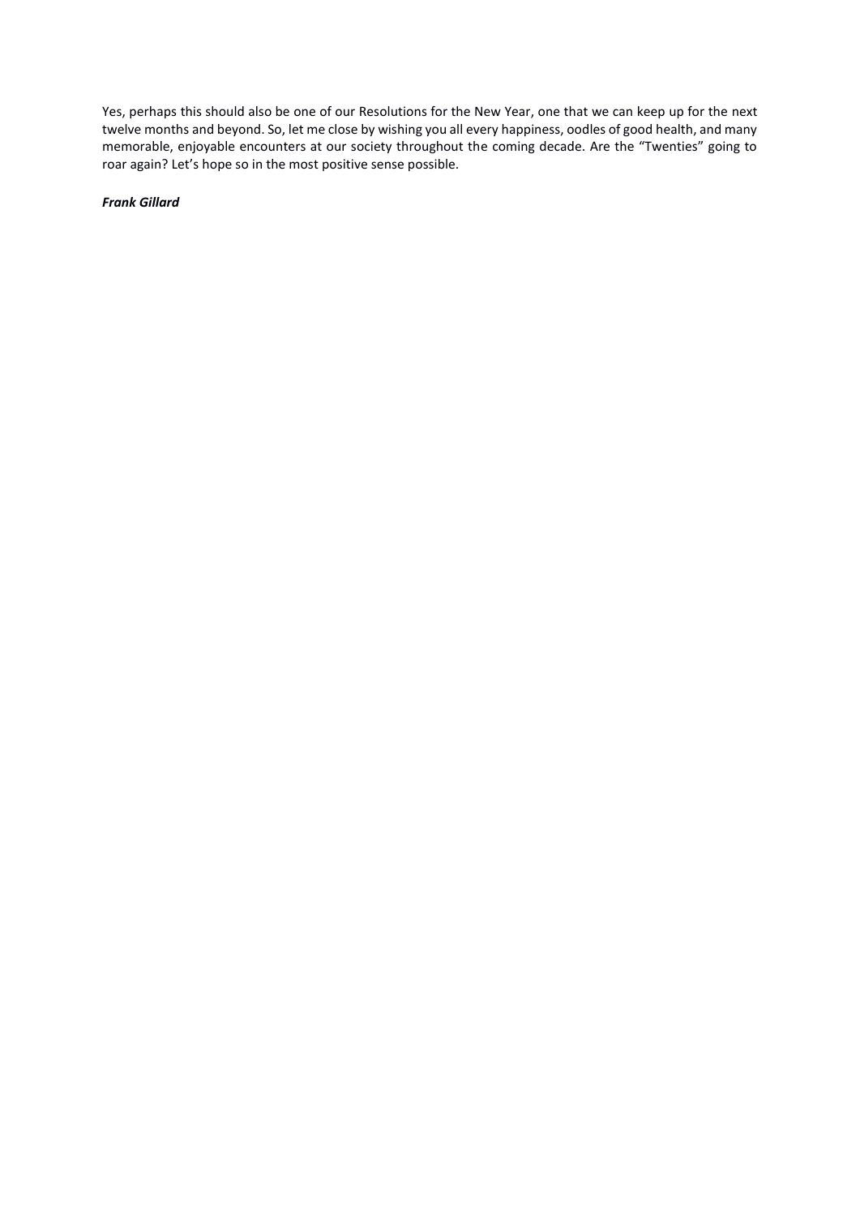Yes, perhaps this should also be one of our Resolutions for the New Year, one that we can keep up for the next twelve months and beyond. So, let me close by wishing you all every happiness, oodles of good health, and many memorable, enjoyable encounters at our society throughout the coming decade. Are the "Twenties" going to roar again? Let's hope so in the most positive sense possible.

***Frank Gillard***